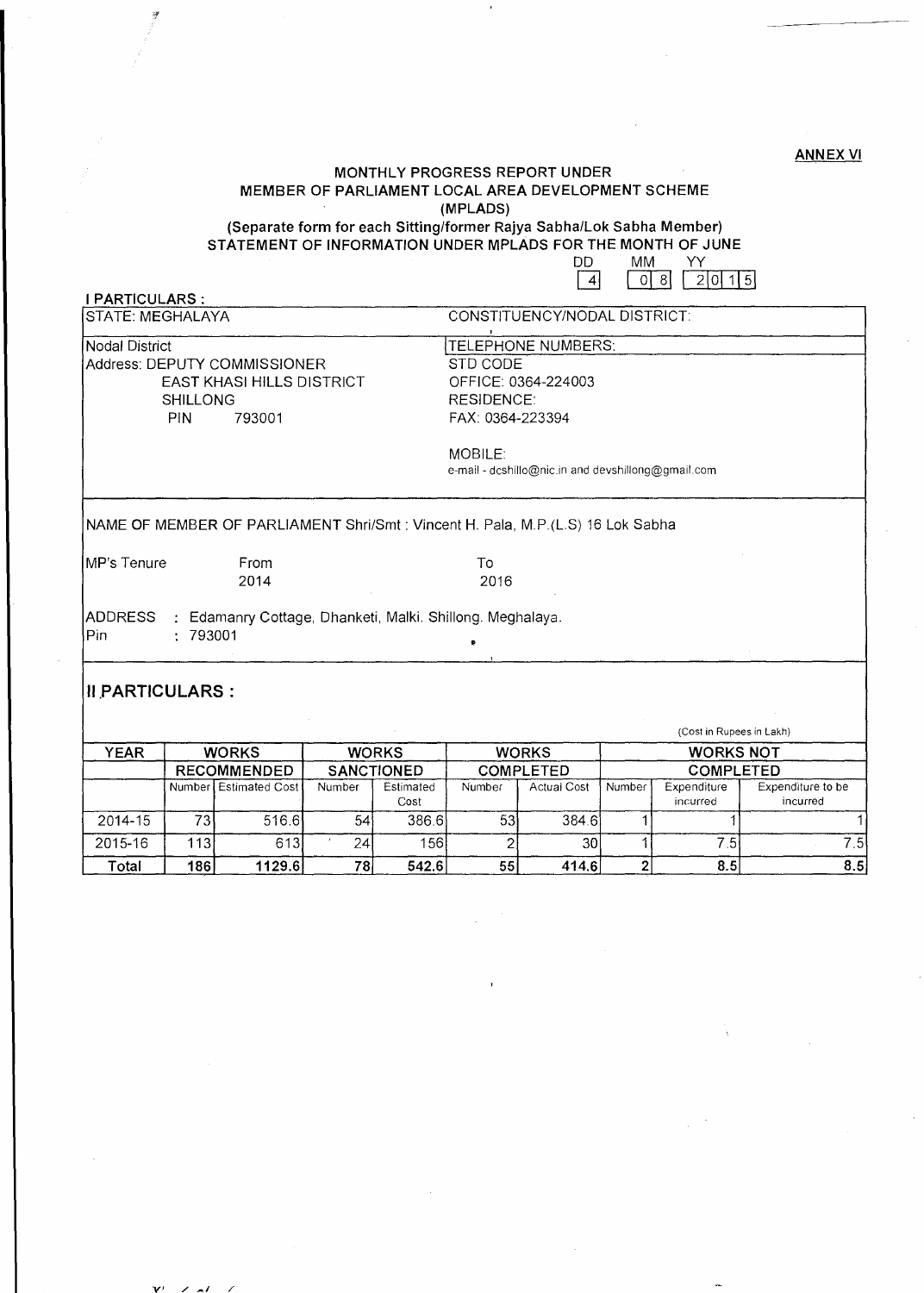**ANNEX VI**

# MONTHLY PROGRESS REPORT UNDER MEMBER OF PARLIAMENT LOCAL AREA DEVELOPMENT SCHEME (MPLADS)

**(Separate form for each Sitting/former Rajya Sabha/Lok Sabha Member)**

**STATEMENT OF INFORMATION UNDER MPLADS FOR THE MONTH OF JUNE**

| DD | MM | YY |
|---|---|---|
| 4 | 08 | 2015 |

## I PARTICULARS :

| STATE: MEGHALAYA | CONSTITUENCY/NODAL DISTRICT: |
|---|---|
| Nodal District<br>Address: DEPUTY COMMISSIONER<br>EAST KHASI HILLS DISTRICT<br>SHILLONG<br>PIN 793001 | TELEPHONE NUMBERS:<br>STD CODE<br>OFFICE: 0364-224003<br>RESIDENCE:<br>FAX: 0364-223394<br><br>MOBILE:<br>e-mail - dcshillo@nic.in and devshillong@gmail.com |

NAME OF MEMBER OF PARLIAMENT Shri/Smt : Vincent H. Pala, M.P.(L.S) 16 Lok Sabha

MP's Tenure From 2014 To 2016

ADDRESS : Edamanry Cottage, Dhanketi, Malki. Shillong. Meghalaya.
Pin : 793001

## II PARTICULARS :

(Cost in Rupees in Lakh)

| YEAR | WORKS RECOMMENDED | | WORKS SANCTIONED | | WORKS COMPLETED | | WORKS NOT COMPLETED | | |
|---|---|---|---|---|---|---|---|---|---|
| | Number | Estimated Cost | Number | Estimated Cost | Number | Actual Cost | Number | Expenditure incurred | Expenditure to be incurred |
| 2014-15 | 73 | 516.6 | 54 | 386.6 | 53 | 384.6 | 1 | 1 | 1 |
| 2015-16 | 113 | 613 | 24 | 156 | 2 | 30 | 1 | 7.5 | 7.5 |
| **Total** | **186** | **1129.6** | **78** | **542.6** | **55** | **414.6** | **2** | **8.5** | **8.5** |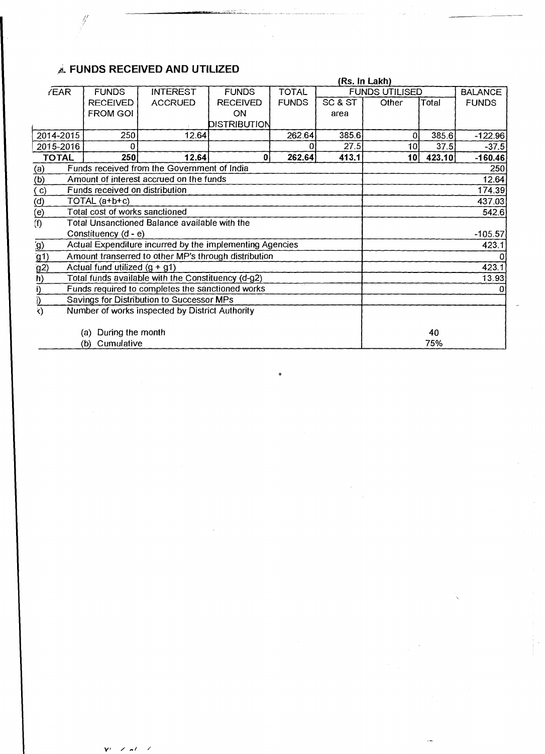## A. FUNDS RECEIVED AND UTILIZED

(Rs. In Lakh)

| YEAR | FUNDS RECEIVED FROM GOI | INTEREST ACCRUED | FUNDS RECEIVED ON DISTRIBUTION | TOTAL FUNDS | FUNDS UTILISED | | | BALANCE FUNDS |
|---|---|---|---|---|---|---|---|---|
| | | | | | SC & ST area | Other | Total | |
| 2014-2015 | 250 | 12.64 | | 262.64 | 385.6 | 0 | 385.6 | -122.96 |
| 2015-2016 | 0 | | | 0 | 27.5 | 10 | 37.5 | -37.5 |
| **TOTAL** | **250** | **12.64** | **0** | **262.64** | **413.1** | **10** | **423.10** | **-160.46** |

| | | |
|---|---|---|
| (a) | Funds received from the Government of India | 250 |
| (b) | Amount of interest accrued on the funds | 12.64 |
| (c) | Funds received on distribution | 174.39 |
| (d) | TOTAL (a+b+c) | 437.03 |
| (e) | Total cost of works sanctioned | 542.6 |
| (f) | Total Unsanctioned Balance available with the Constituency (d - e) | -105.57 |
| (g) | Actual Expenditure incurred by the implementing Agencies | 423.1 |
| g1) | Amount transerred to other MP's through distribution | 0 |
| g2) | Actual fund utilized (g + g1) | 423.1 |
| h) | Total funds available with the Constituency (d-g2) | 13.93 |
| i) | Funds required to completes the sanctioned works | 0 |
| j) | Savings for Distribution to Successor MPs | |
| k) | Number of works inspected by District Authority | |
| | (a) During the month | 40 |
| | (b) Cumulative | 75% |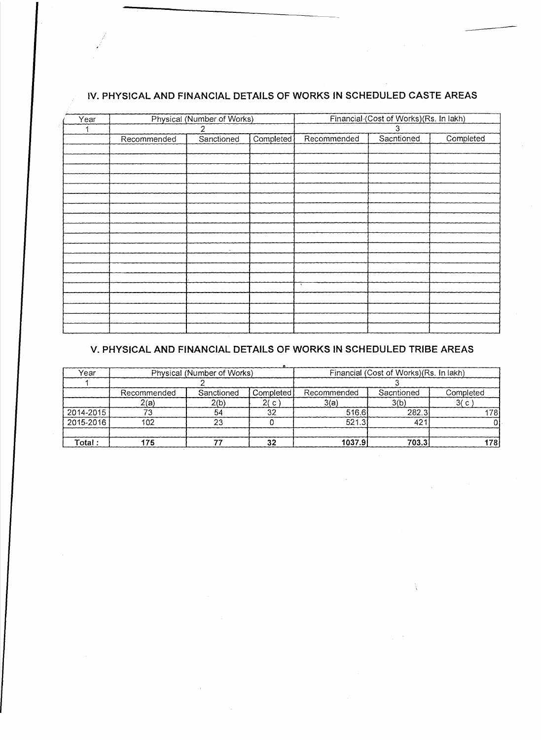## IV. PHYSICAL AND FINANCIAL DETAILS OF WORKS IN SCHEDULED CASTE AREAS

| Year | Physical (Number of Works) | | | Financial (Cost of Works)(Rs. In lakh) | | |
|---|---|---|---|---|---|---|
| 1 | 2 | | | 3 | | |
| | Recommended | Sanctioned | Completed | Recommended | Sacntioned | Completed |
| | | | | | | |
| | | | | | | |
| | | | | | | |
| | | | | | | |
| | | | | | | |
| | | | | | | |
| | | | | | | |
| | | | | | | |
| | | | | | | |
| | | | | | | |
| | | | | | | |
| | | | | | | |
| | | | | | | |
| | | | | | | |
| | | | | | | |
| | | | | | | |
| | | | | | | |
| | | | | | | |
| | | | | | | |

## V. PHYSICAL AND FINANCIAL DETAILS OF WORKS IN SCHEDULED TRIBE AREAS

| Year | Physical (Number of Works) | | | Financial (Cost of Works)(Rs. In lakh) | | |
|---|---|---|---|---|---|---|
| 1 | 2 | | | 3 | | |
| | Recommended | Sanctioned | Completed | Recommended | Sacntioned | Completed |
| | 2(a) | 2(b) | 2( c ) | 3(a) | 3(b) | 3( c ) |
| 2014-2015 | 73 | 54 | 32 | 516.6 | 282.3 | 178 |
| 2015-2016 | 102 | 23 | 0 | 521.3 | 421 | 0 |
| | | | | | | |
| **Total :** | **175** | **77** | **32** | **1037.9** | **703.3** | **178** |